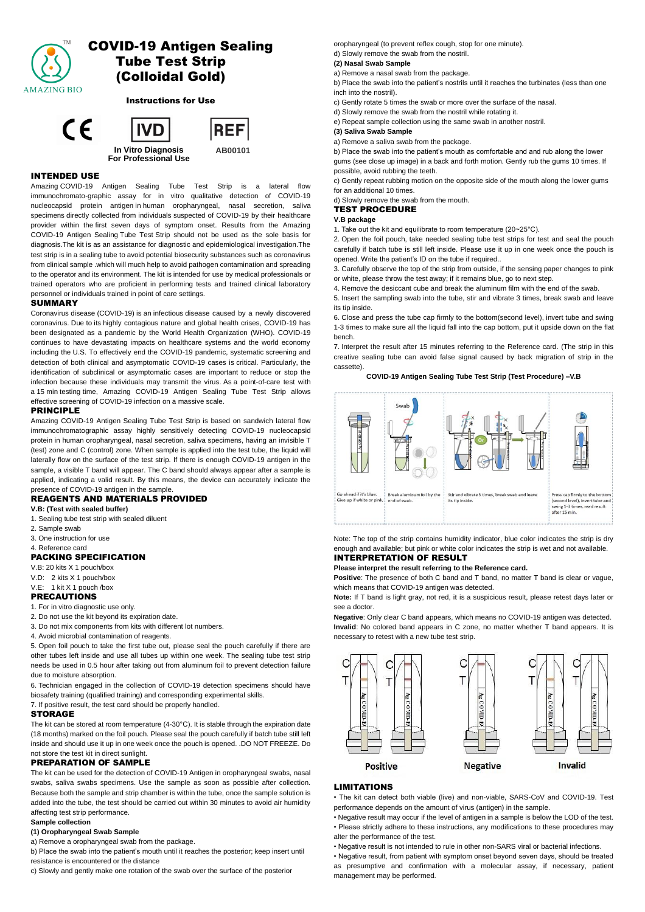# COVID-19 Antigen Sealing Tube Test Strip (Colloidal Gold)

AMAZING BIO

**Instructions for Use**

In Vitro Diagnosis
For Professional Use

REF AB00101

## INTENDED USE

Amazing COVID-19 Antigen Sealing Tube Test Strip is a lateral flow immunochromato-graphic assay for in vitro qualitative detection of COVID-19 nucleocapsid protein antigen in human oropharyngeal, nasal secretion, saliva specimens directly collected from individuals suspected of COVID-19 by their healthcare provider within the first seven days of symptom onset. Results from the Amazing COVID-19 Antigen Sealing Tube Test Strip should not be used as the sole basis for diagnosis.The kit is as an assistance for diagnostic and epidemiological investigation.The test strip is in a sealing tube to avoid potential biosecurity substances such as coronavirus from clinical sample .which will much help to avoid pathogen contamination and spreading to the operator and its environment. The kit is intended for use by medical professionals or trained operators who are proficient in performing tests and trained clinical laboratory personnel or individuals trained in point of care settings.

## SUMMARY

Coronavirus disease (COVID-19) is an infectious disease caused by a newly discovered coronavirus. Due to its highly contagious nature and global health crises, COVID-19 has been designated as a pandemic by the World Health Organization (WHO). COVID-19 continues to have devastating impacts on healthcare systems and the world economy including the U.S. To effectively end the COVID-19 pandemic, systematic screening and detection of both clinical and asymptomatic COVID-19 cases is critical. Particularly, the identification of subclinical or asymptomatic cases are important to reduce or stop the infection because these individuals may transmit the virus. As a point-of-care test with a 15 min testing time, Amazing COVID-19 Antigen Sealing Tube Test Strip allows effective screening of COVID-19 infection on a massive scale.

## PRINCIPLE

Amazing COVID-19 Antigen Sealing Tube Test Strip is based on sandwich lateral flow immunochromatographic assay highly sensitively detecting COVID-19 nucleocapsid protein in human oropharyngeal, nasal secretion, saliva specimens, having an invisible T (test) zone and C (control) zone. When sample is applied into the test tube, the liquid will laterally flow on the surface of the test strip. If there is enough COVID-19 antigen in the sample, a visible T band will appear. The C band should always appear after a sample is applied, indicating a valid result. By this means, the device can accurately indicate the presence of COVID-19 antigen in the sample.

## REAGENTS AND MATERIALS PROVIDED

**V.B: (Test with sealed buffer)**

1. Sealing tube test strip with sealed diluent
2. Sample swab
3. One instruction for use
4. Reference card

## PACKING SPECIFICATION

V.B: 20 kits X 1 pouch/box
V.D: 2 kits X 1 pouch/box
V.E: 1 kit X 1 pouch /box

## PRECAUTIONS

1. For in vitro diagnostic use only.
2. Do not use the kit beyond its expiration date.
3. Do not mix components from kits with different lot numbers.
4. Avoid microbial contamination of reagents.
5. Open foil pouch to take the first tube out, please seal the pouch carefully if there are other tubes left inside and use all tubes up within one week. The sealing tube test strip needs be used in 0.5 hour after taking out from aluminum foil to prevent detection failure due to moisture absorption.
6. Technician engaged in the collection of COVID-19 detection specimens should have biosafety training (qualified training) and corresponding experimental skills.
7. If positive result, the test card should be properly handled.

## STORAGE

The kit can be stored at room temperature (4-30°C). It is stable through the expiration date (18 months) marked on the foil pouch. Please seal the pouch carefully if batch tube still left inside and should use it up in one week once the pouch is opened. .DO NOT FREEZE. Do not store the test kit in direct sunlight.

## PREPARATION OF SAMPLE

The kit can be used for the detection of COVID-19 Antigen in oropharyngeal swabs, nasal swabs, saliva swabs specimens. Use the sample as soon as possible after collection. Because both the sample and strip chamber is within the tube, once the sample solution is added into the tube, the test should be carried out within 30 minutes to avoid air humidity affecting test strip performance.

**Sample collection**

**(1) Oropharyngeal Swab Sample**

a) Remove a oropharyngeal swab from the package.
b) Place the swab into the patient's mouth until it reaches the posterior; keep insert until resistance is encountered or the distance
c) Slowly and gently make one rotation of the swab over the surface of the posterior oropharyngeal (to prevent reflex cough, stop for one minute).
d) Slowly remove the swab from the nostril.

**(2) Nasal Swab Sample**

a) Remove a nasal swab from the package.
b) Place the swab into the patient's nostrils until it reaches the turbinates (less than one inch into the nostril).
c) Gently rotate 5 times the swab or more over the surface of the nasal.
d) Slowly remove the swab from the nostril while rotating it.
e) Repeat sample collection using the same swab in another nostril.

**(3) Saliva Swab Sample**

a) Remove a saliva swab from the package.
b) Place the swab into the patient's mouth as comfortable and and rub along the lower gums (see close up image) in a back and forth motion. Gently rub the gums 10 times. If possible, avoid rubbing the teeth.
c) Gently repeat rubbing motion on the opposite side of the mouth along the lower gums for an additional 10 times.
d) Slowly remove the swab from the mouth.

## TEST PROCEDURE

**V.B package**

1. Take out the kit and equilibrate to room temperature (20~25°C).
2. Open the foil pouch, take needed sealing tube test strips for test and seal the pouch carefully if batch tube is still left inside. Please use it up in one week once the pouch is opened. Write the patient's ID on the tube if required..
3. Carefully observe the top of the strip from outside, if the sensing paper changes to pink or white, please throw the test away; if it remains blue, go to next step.
4. Remove the desiccant cube and break the aluminum film with the end of the swab.
5. Insert the sampling swab into the tube, stir and vibrate 3 times, break swab and leave its tip inside.
6. Close and press the tube cap firmly to the bottom(second level), invert tube and swing 1-3 times to make sure all the liquid fall into the cap bottom, put it upside down on the flat bench.
7. Interpret the result after 15 minutes referring to the Reference card. (The strip in this creative sealing tube can avoid false signal caused by back migration of strip in the cassette).

**COVID-19 Antigen Sealing Tube Test Strip (Test Procedure) –V.B**

Go ahead if it's blue. Give up if white or pink. | Break aluminum foil by the end of swab. | Stir and vibrate 3 times, break swab and leave its tip inside. | Press cap firmly to the bottom (second level), invert tube and swing 1-3 times, read result after 15 min.

Note: The top of the strip contains humidity indicator, blue color indicates the strip is dry enough and available; but pink or white color indicates the strip is wet and not available.

## INTERPRETATION OF RESULT

**Please interpret the result referring to the Reference card.**

**Positive**: The presence of both C band and T band, no matter T band is clear or vague, which means that COVID-19 antigen was detected.

**Note:** If T band is light gray, not red, it is a suspicious result, please retest days later or see a doctor.

**Negative**: Only clear C band appears, which means no COVID-19 antigen was detected.

**Invalid**: No colored band appears in C zone, no matter whether T band appears. It is necessary to retest with a new tube test strip.

Positive | Negative | Invalid

## LIMITATIONS

- The kit can detect both viable (live) and non-viable, SARS-CoV and COVID-19. Test performance depends on the amount of virus (antigen) in the sample.
- Negative result may occur if the level of antigen in a sample is below the LOD of the test.
- Please strictly adhere to these instructions, any modifications to these procedures may alter the performance of the test.
- Negative result is not intended to rule in other non-SARS viral or bacterial infections.
- Negative result, from patient with symptom onset beyond seven days, should be treated as presumptive and confirmation with a molecular assay, if necessary, patient management may be performed.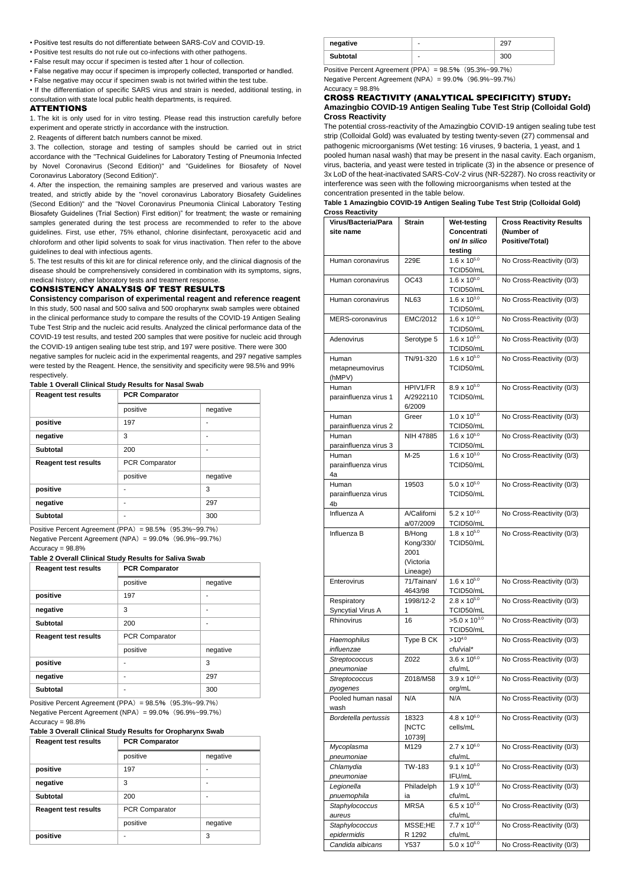- Positive test results do not differentiate between SARS-CoV and COVID-19.
- Positive test results do not rule out co-infections with other pathogens.
- False result may occur if specimen is tested after 1 hour of collection.
- False negative may occur if specimen is improperly collected, transported or handled.
- False negative may occur if specimen swab is not twirled within the test tube.
- If the differentiation of specific SARS virus and strain is needed, additional testing, in consultation with state local public health departments, is required.

## ATTENTIONS

1. The kit is only used for in vitro testing. Please read this instruction carefully before experiment and operate strictly in accordance with the instruction.
2. Reagents of different batch numbers cannot be mixed.
3. The collection, storage and testing of samples should be carried out in strict accordance with the "Technical Guidelines for Laboratory Testing of Pneumonia Infected by Novel Coronavirus (Second Edition)" and "Guidelines for Biosafety of Novel Coronavirus Laboratory (Second Edition)".
4. After the inspection, the remaining samples are preserved and various wastes are treated, and strictly abide by the "novel coronavirus Laboratory Biosafety Guidelines (Second Edition)" and the "Novel Coronavirus Pneumonia Clinical Laboratory Testing Biosafety Guidelines (Trial Section) First edition)" for treatment; the waste or remaining samples generated during the test process are recommended to refer to the above guidelines. First, use ether, 75% ethanol, chlorine disinfectant, peroxyacetic acid and chloroform and other lipid solvents to soak for virus inactivation. Then refer to the above guidelines to deal with infectious agents.
5. The test results of this kit are for clinical reference only, and the clinical diagnosis of the disease should be comprehensively considered in combination with its symptoms, signs, medical history, other laboratory tests and treatment response.

## CONSISTENCY ANALYSIS OF TEST RESULTS

**Consistency comparison of experimental reagent and reference reagent**

In this study, 500 nasal and 500 saliva and 500 oropharynx swab samples were obtained in the clinical performance study to compare the results of the COVID-19 Antigen Sealing Tube Test Strip and the nucleic acid results. Analyzed the clinical performance data of the COVID-19 test results, and tested 200 samples that were positive for nucleic acid through the COVID-19 antigen sealing tube test strip, and 197 were positive. There were 300 negative samples for nucleic acid in the experimental reagents, and 297 negative samples were tested by the Reagent. Hence, the sensitivity and specificity were 98.5% and 99% respectively.

**Table 1 Overall Clinical Study Results for Nasal Swab**

| Reagent test results | PCR Comparator | |
|---|---|---|
| | positive | negative |
| positive | 197 | - |
| negative | 3 | - |
| Subtotal | 200 | - |
| Reagent test results | PCR Comparator | |
| | positive | negative |
| positive | - | 3 |
| negative | - | 297 |
| Subtotal | - | 300 |

Positive Percent Agreement (PPA) = 98.5% (95.3%~99.7%)
Negative Percent Agreement (NPA) = 99.0% (96.9%~99.7%)
Accuracy = 98.8%

**Table 2 Overall Clinical Study Results for Saliva Swab**

| Reagent test results | PCR Comparator | |
|---|---|---|
| | positive | negative |
| positive | 197 | - |
| negative | 3 | - |
| Subtotal | 200 | - |
| Reagent test results | PCR Comparator | |
| | positive | negative |
| positive | - | 3 |
| negative | - | 297 |
| Subtotal | - | 300 |

Positive Percent Agreement (PPA) = 98.5% (95.3%~99.7%)
Negative Percent Agreement (NPA) = 99.0% (96.9%~99.7%)
Accuracy = 98.8%

**Table 3 Overall Clinical Study Results for Oropharynx Swab**

| Reagent test results | PCR Comparator | |
|---|---|---|
| | positive | negative |
| positive | 197 | - |
| negative | 3 | - |
| Subtotal | 200 | - |
| Reagent test results | PCR Comparator | |
| | positive | negative |
| positive | - | 3 |
| negative | - | 297 |
| Subtotal | - | 300 |

Positive Percent Agreement (PPA) = 98.5% (95.3%~99.7%)
Negative Percent Agreement (NPA) = 99.0% (96.9%~99.7%)
Accuracy = 98.8%

## CROSS REACTIVITY (ANALYTICAL SPECIFICITY) STUDY:

**Amazingbio COVID-19 Antigen Sealing Tube Test Strip (Colloidal Gold) Cross Reactivity**

The potential cross-reactivity of the Amazingbio COVID-19 antigen sealing tube test strip (Colloidal Gold) was evaluated by testing twenty-seven (27) commensal and pathogenic microorganisms (Wet testing: 16 viruses, 9 bacteria, 1 yeast, and 1 pooled human nasal wash) that may be present in the nasal cavity. Each organism, virus, bacteria, and yeast were tested in triplicate (3) in the absence or presence of 3x LoD of the heat-inactivated SARS-CoV-2 virus (NR-52287). No cross reactivity or interference was seen with the following microorganisms when tested at the concentration presented in the table below.

**Table 1 Amazingbio COVID-19 Antigen Sealing Tube Test Strip (Colloidal Gold) Cross Reactivity**

| Virus/Bacteria/Parasite name | Strain | Wet-testing Concentration/ *In silico* testing | Cross Reactivity Results (Number of Positive/Total) |
|---|---|---|---|
| Human coronavirus | 229E | $1.6 \times 10^{5.0}$ TCID50/mL | No Cross-Reactivity (0/3) |
| Human coronavirus | OC43 | $1.6 \times 10^{5.0}$ TCID50/mL | No Cross-Reactivity (0/3) |
| Human coronavirus | NL63 | $1.6 \times 10^{3.0}$ TCID50/mL | No Cross-Reactivity (0/3) |
| MERS-coronavirus | EMC/2012 | $1.6 \times 10^{5.0}$ TCID50/mL | No Cross-Reactivity (0/3) |
| Adenovirus | Serotype 5 | $1.6 \times 10^{5.0}$ TCID50/mL | No Cross-Reactivity (0/3) |
| Human metapneumovirus (hMPV) | TN/91-320 | $1.6 \times 10^{5.0}$ TCID50/mL | No Cross-Reactivity (0/3) |
| Human parainfluenza virus 1 | HPIV1/FR A/29221106/2009 | $8.9 \times 10^{5.0}$ TCID50/mL | No Cross-Reactivity (0/3) |
| Human parainfluenza virus 2 | Greer | $1.0 \times 10^{5.0}$ TCID50/mL | No Cross-Reactivity (0/3) |
| Human parainfluenza virus 3 | NIH 47885 | $1.6 \times 10^{5.0}$ TCID50/mL | No Cross-Reactivity (0/3) |
| Human parainfluenza virus 4a | M-25 | $1.6 \times 10^{3.0}$ TCID50/mL | No Cross-Reactivity (0/3) |
| Human parainfluenza virus 4b | 19503 | $5.0 \times 10^{5.0}$ TCID50/mL | No Cross-Reactivity (0/3) |
| Influenza A | A/California/07/2009 | $5.2 \times 10^{5.0}$ TCID50/mL | No Cross-Reactivity (0/3) |
| Influenza B | B/Hong Kong/330/2001 (Victoria Lineage) | $1.8 \times 10^{5.0}$ TCID50/mL | No Cross-Reactivity (0/3) |
| Enterovirus | 71/Tainan/4643/98 | $1.6 \times 10^{5.0}$ TCID50/mL | No Cross-Reactivity (0/3) |
| Respiratory Syncytial Virus A | 1998/12-21 | $2.8 \times 10^{5.0}$ TCID50/mL | No Cross-Reactivity (0/3) |
| Rhinovirus | 16 | $>5.0 \times 10^{3.0}$ TCID50/mL | No Cross-Reactivity (0/3) |
| *Haemophilus influenzae* | Type B CK | $>10^{4.0}$ cfu/vial* | No Cross-Reactivity (0/3) |
| *Streptococcus pneumoniae* | Z022 | $3.6 \times 10^{6.0}$ cfu/mL | No Cross-Reactivity (0/3) |
| *Streptococcus pyogenes* | Z018/M58 | $3.9 \times 10^{6.0}$ org/mL | No Cross-Reactivity (0/3) |
| Pooled human nasal wash | N/A | N/A | No Cross-Reactivity (0/3) |
| *Bordetella pertussis* | 18323 [NCTC 10739] | $4.8 \times 10^{6.0}$ cells/mL | No Cross-Reactivity (0/3) |
| *Mycoplasma pneumoniae* | M129 | $2.7 \times 10^{6.0}$ cfu/mL | No Cross-Reactivity (0/3) |
| *Chlamydia pneumoniae* | TW-183 | $9.1 \times 10^{6.0}$ IFU/mL | No Cross-Reactivity (0/3) |
| *Legionella pnuemophila* | Philadelphia | $1.9 \times 10^{6.0}$ cfu/mL | No Cross-Reactivity (0/3) |
| *Staphylococcus aureus* | MRSA | $6.5 \times 10^{5.0}$ cfu/mL | No Cross-Reactivity (0/3) |
| *Staphylococcus epidermidis* | MSSE;HER 1292 | $7.7 \times 10^{6.0}$ cfu/mL | No Cross-Reactivity (0/3) |
| *Candida albicans* | Y537 | $5.0 \times 10^{6.0}$ | No Cross-Reactivity (0/3) |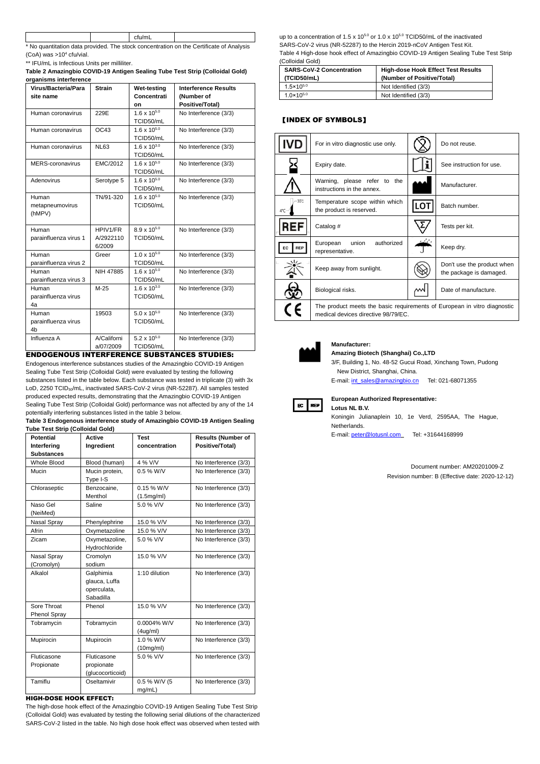| | | cfu/mL | |
|---|---|---|---|

* No quantitation data provided. The stock concentration on the Certificate of Analysis (CoA) was >$10^4$ cfu/vial.

** IFU/mL is Infectious Units per milliliter.

**Table 2 Amazingbio COVID-19 Antigen Sealing Tube Test Strip (Colloidal Gold) organisms interference**

| Virus/Bacteria/Para site name | Strain | Wet-testing Concentration | Interference Results (Number of Positive/Total) |
|---|---|---|---|
| Human coronavirus | 229E | $1.6 \times 10^{5.0}$ TCID50/mL | No Interference (3/3) |
| Human coronavirus | OC43 | $1.6 \times 10^{5.0}$ TCID50/mL | No Interference (3/3) |
| Human coronavirus | NL63 | $1.6 \times 10^{5.0}$ TCID50/mL | No Interference (3/3) |
| MERS-coronavirus | EMC/2012 | $1.6 \times 10^{5.0}$ TCID50/mL | No Interference (3/3) |
| Adenovirus | Serotype 5 | $1.6 \times 10^{5.0}$ TCID50/mL | No Interference (3/3) |
| Human metapneumovirus (hMPV) | TN/91-320 | $1.6 \times 10^{5.0}$ TCID50/mL | No Interference (3/3) |
| Human parainfluenza virus 1 | HPIV1/FR A/2922110 6/2009 | $8.9 \times 10^{5.0}$ TCID50/mL | No Interference (3/3) |
| Human parainfluenza virus 2 | Greer | $1.0 \times 10^{5.0}$ TCID50/mL | No Interference (3/3) |
| Human parainfluenza virus 3 | NIH 47885 | $1.6 \times 10^{5.0}$ TCID50/mL | No Interference (3/3) |
| Human parainfluenza virus 4a | M-25 | $1.6 \times 10^{3.0}$ TCID50/mL | No Interference (3/3) |
| Human parainfluenza virus 4b | 19503 | $5.0 \times 10^{5.0}$ TCID50/mL | No Interference (3/3) |
| Influenza A | A/California/07/2009 | $5.2 \times 10^{5.0}$ TCID50/mL | No Interference (3/3) |

## ENDOGENOUS INTERFERENCE SUBSTANCES STUDIES:

Endogenous interference substances studies of the Amazingbio COVID-19 Antigen Sealing Tube Test Strip (Colloidal Gold) were evaluated by testing the following substances listed in the table below. Each substance was tested in triplicate (3) with 3x LoD, 2250 $TCID_{50}$/mL, inactivated SARS-CoV-2 virus (NR-52287). All samples tested produced expected results, demonstrating that the Amazingbio COVID-19 Antigen Sealing Tube Test Strip (Colloidal Gold) performance was not affected by any of the 14 potentially interfering substances listed in the table 3 below.

**Table 3 Endogenous interference study of Amazingbio COVID-19 Antigen Sealing Tube Test Strip (Colloidal Gold)**

| Potential Interfering Substances | Active Ingredient | Test concentration | Results (Number of Positive/Total) |
|---|---|---|---|
| Whole Blood | Blood (human) | 4 % V/V | No Interference (3/3) |
| Mucin | Mucin protein, Type I-S | 0.5 % W/V | No Interference (3/3) |
| Chloraseptic | Benzocaine, Menthol | 0.15 % W/V (1.5mg/ml) | No Interference (3/3) |
| Naso Gel (NeiMed) | Saline | 5.0 % V/V | No Interference (3/3) |
| Nasal Spray | Phenylephrine | 15.0 % V/V | No Interference (3/3) |
| Afrin | Oxymetazoline | 15.0 % V/V | No Interference (3/3) |
| Zicam | Oxymetazoline, Hydrochloride | 5.0 % V/V | No Interference (3/3) |
| Nasal Spray (Cromolyn) | Cromolyn sodium | 15.0 % V/V | No Interference (3/3) |
| Alkalol | Galphimia glauca, Luffa operculata, Sabadilla | 1:10 dilution | No Interference (3/3) |
| Sore Throat Phenol Spray | Phenol | 15.0 % V/V | No Interference (3/3) |
| Tobramycin | Tobramycin | 0.0004% W/V (4ug/ml) | No Interference (3/3) |
| Mupirocin | Mupirocin | 1.0 % W/V (10mg/ml) | No Interference (3/3) |
| Fluticasone Propionate | Fluticasone propionate (glucocorticoid) | 5.0 % V/V | No Interference (3/3) |
| Tamiflu | Oseltamivir | 0.5 % W/V (5 mg/mL) | No Interference (3/3) |

## HIGH-DOSE HOOK EFFECT:

The high-dose hook effect of the Amazingbio COVID-19 Antigen Sealing Tube Test Strip (Colloidal Gold) was evaluated by testing the following serial dilutions of the characterized SARS-CoV-2 listed in the table. No high dose hook effect was observed when tested with up to a concentration of $1.5 \times 10^{5.0}$ or $1.0 \times 10^{5.0}$ TCID50/mL of the inactivated SARS-CoV-2 virus (NR-52287) to the Hercin 2019-nCoV Antigen Test Kit.

Table 4 High-dose hook effect of Amazingbio COVID-19 Antigen Sealing Tube Test Strip (Colloidal Gold)

| SARS-CoV-2 Concentration (TCID50/mL) | High-dose Hook Effect Test Results (Number of Positive/Total) |
|---|---|
| $1.5\times10^{5.0}$ | Not Identified (3/3) |
| $1.0\times10^{5.0}$ | Not Identified (3/3) |

## 【INDEX OF SYMBOLS】

| | | | |
|---|---|---|---|
| IVD | For in vitro diagnostic use only. | | Do not reuse. |
| | Expiry date. | | See instruction for use. |
| | Warning, please refer to the instructions in the annex. | | Manufacturer. |
| 4℃ – 30℃ | Temperature scope within which the product is reserved. | LOT | Batch number. |
| REF | Catalog # | Σ | Tests per kit. |
| EC REP | European union authorized representative. | | Keep dry. |
| | Keep away from sunlight. | | Don't use the product when the package is damaged. |
| | Biological risks. | | Date of manufacture. |
| CE | The product meets the basic requirements of European in vitro diagnostic medical devices directive 98/79/EC. | | |

**Manufacturer:**

**Amazing Biotech (Shanghai) Co.,LTD**

3/F, Building 1, No. 48-52 Gucui Road, Xinchang Town, Pudong New District, Shanghai, China.

E-mail: int_sales@amazingbio.cn Tel: 021-68071355

**European Authorized Representative:**

**Lotus NL B.V.**

Koningin Julianaplein 10, 1e Verd, 2595AA, The Hague, Netherlands.

E-mail: peter@lotusnl.com Tel: +31644168999

Document number: AM20201009-Z

Revision number: B (Effective date: 2020-12-12)